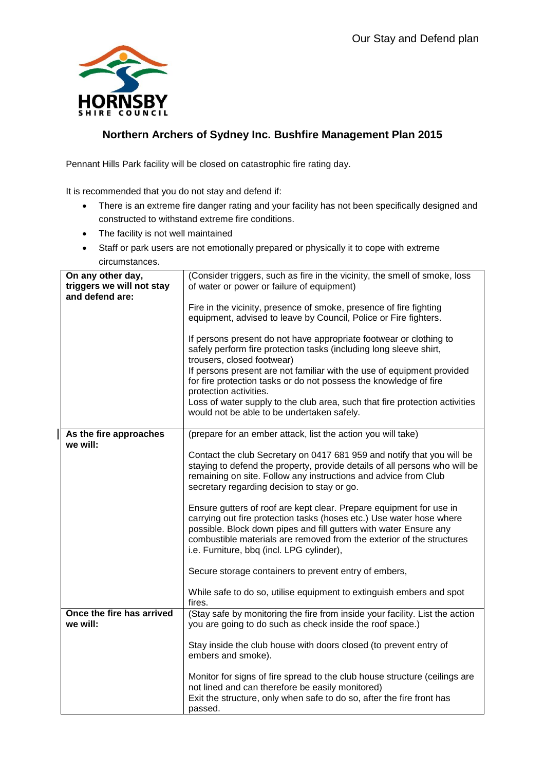Our Stay and Defend plan

HORNSBY SHIRE COUNCIL

## Northern Archers of Sydney Inc. Bushfire Management Plan 2015

Pennant Hills Park facility will be closed on catastrophic fire rating day.

It is recommended that you do not stay and defend if:

- There is an extreme fire danger rating and your facility has not been specifically designed and constructed to withstand extreme fire conditions.
- The facility is not well maintained
- Staff or park users are not emotionally prepared or physically it to cope with extreme circumstances.

| | |
|---|---|
| **On any other day, triggers we will not stay and defend are:** | (Consider triggers, such as fire in the vicinity, the smell of smoke, loss of water or power or failure of equipment)<br><br>Fire in the vicinity, presence of smoke, presence of fire fighting equipment, advised to leave by Council, Police or Fire fighters.<br><br>If persons present do not have appropriate footwear or clothing to safely perform fire protection tasks (including long sleeve shirt, trousers, closed footwear)<br>If persons present are not familiar with the use of equipment provided for fire protection tasks or do not possess the knowledge of fire protection activities.<br>Loss of water supply to the club area, such that fire protection activities would not be able to be undertaken safely. |
| **As the fire approaches we will:** | (prepare for an ember attack, list the action you will take)<br><br>Contact the club Secretary on 0417 681 959 and notify that you will be staying to defend the property, provide details of all persons who will be remaining on site. Follow any instructions and advice from Club secretary regarding decision to stay or go.<br><br>Ensure gutters of roof are kept clear. Prepare equipment for use in carrying out fire protection tasks (hoses etc.) Use water hose where possible. Block down pipes and fill gutters with water Ensure any combustible materials are removed from the exterior of the structures i.e. Furniture, bbq (incl. LPG cylinder),<br><br>Secure storage containers to prevent entry of embers,<br><br>While safe to do so, utilise equipment to extinguish embers and spot fires. |
| **Once the fire has arrived we will:** | (Stay safe by monitoring the fire from inside your facility. List the action you are going to do such as check inside the roof space.)<br><br>Stay inside the club house with doors closed (to prevent entry of embers and smoke).<br><br>Monitor for signs of fire spread to the club house structure (ceilings are not lined and can therefore be easily monitored)<br>Exit the structure, only when safe to do so, after the fire front has passed. |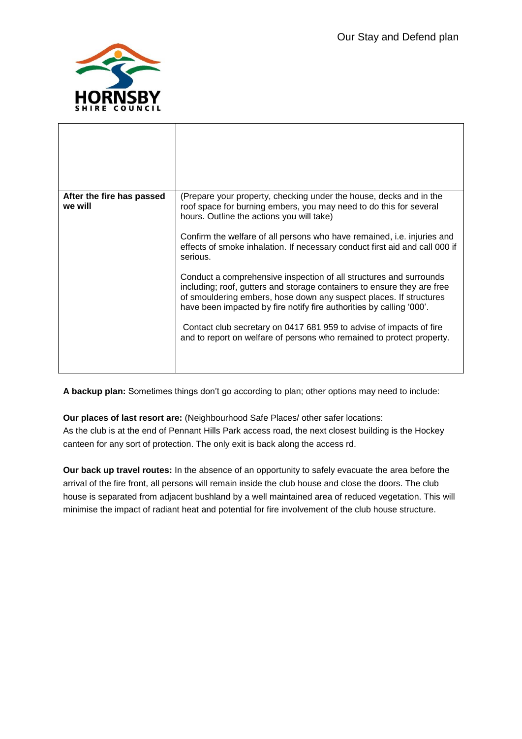| | |
|---|---|
| | |
| **After the fire has passed we will** | (Prepare your property, checking under the house, decks and in the roof space for burning embers, you may need to do this for several hours. Outline the actions you will take)<br><br>Confirm the welfare of all persons who have remained, i.e. injuries and effects of smoke inhalation. If necessary conduct first aid and call 000 if serious.<br><br>Conduct a comprehensive inspection of all structures and surrounds including; roof, gutters and storage containers to ensure they are free of smouldering embers, hose down any suspect places. If structures have been impacted by fire notify fire authorities by calling '000'.<br><br>Contact club secretary on 0417 681 959 to advise of impacts of fire and to report on welfare of persons who remained to protect property. |

**A backup plan:** Sometimes things don't go according to plan; other options may need to include:

**Our places of last resort are:** (Neighbourhood Safe Places/ other safer locations:
As the club is at the end of Pennant Hills Park access road, the next closest building is the Hockey canteen for any sort of protection. The only exit is back along the access rd.

**Our back up travel routes:** In the absence of an opportunity to safely evacuate the area before the arrival of the fire front, all persons will remain inside the club house and close the doors. The club house is separated from adjacent bushland by a well maintained area of reduced vegetation. This will minimise the impact of radiant heat and potential for fire involvement of the club house structure.